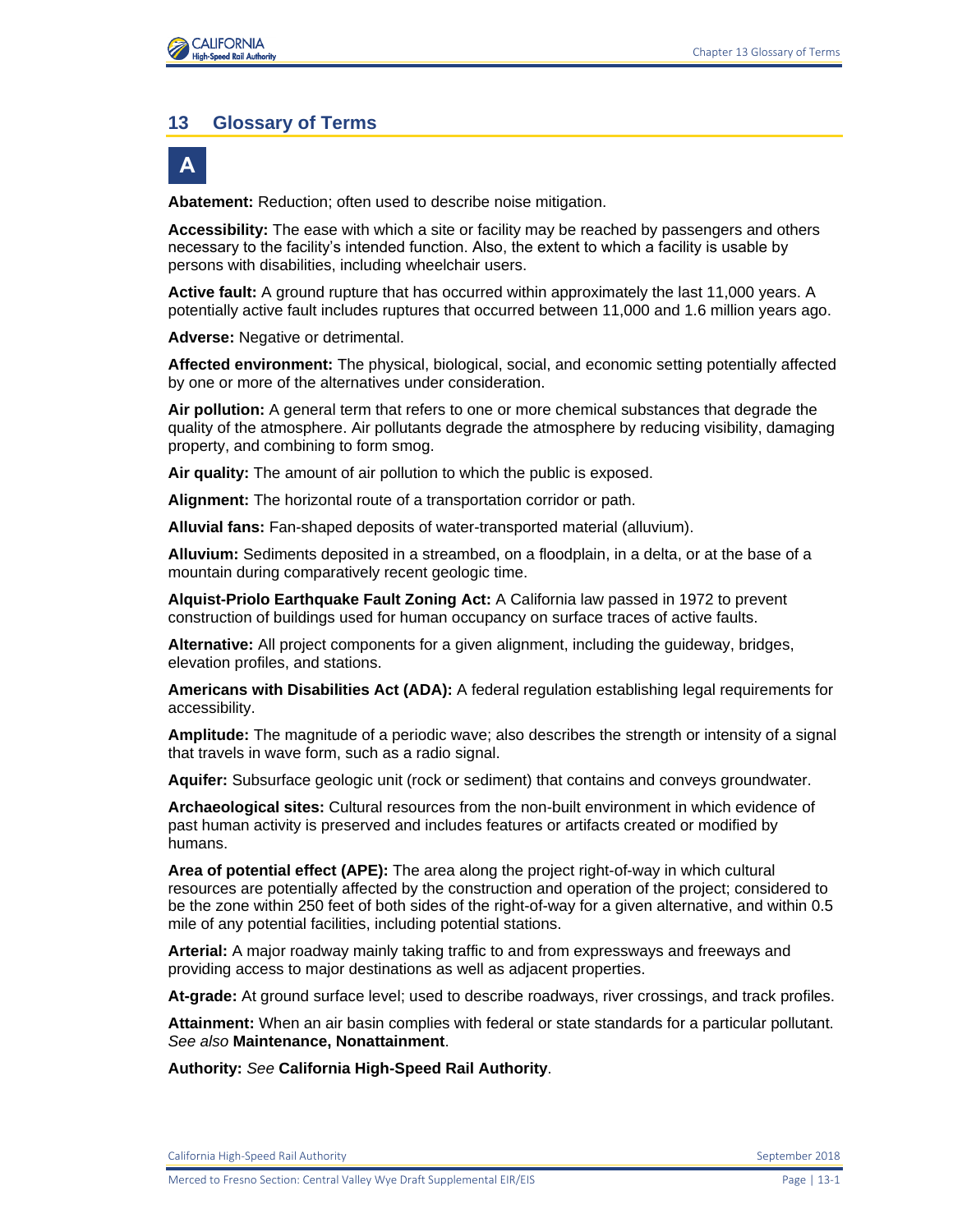# 13 Glossary of Terms

## A

**Abatement:** Reduction; often used to describe noise mitigation.

**Accessibility:** The ease with which a site or facility may be reached by passengers and others necessary to the facility's intended function. Also, the extent to which a facility is usable by persons with disabilities, including wheelchair users.

**Active fault:** A ground rupture that has occurred within approximately the last 11,000 years. A potentially active fault includes ruptures that occurred between 11,000 and 1.6 million years ago.

**Adverse:** Negative or detrimental.

**Affected environment:** The physical, biological, social, and economic setting potentially affected by one or more of the alternatives under consideration.

**Air pollution:** A general term that refers to one or more chemical substances that degrade the quality of the atmosphere. Air pollutants degrade the atmosphere by reducing visibility, damaging property, and combining to form smog.

**Air quality:** The amount of air pollution to which the public is exposed.

**Alignment:** The horizontal route of a transportation corridor or path.

**Alluvial fans:** Fan-shaped deposits of water-transported material (alluvium).

**Alluvium:** Sediments deposited in a streambed, on a floodplain, in a delta, or at the base of a mountain during comparatively recent geologic time.

**Alquist-Priolo Earthquake Fault Zoning Act:** A California law passed in 1972 to prevent construction of buildings used for human occupancy on surface traces of active faults.

**Alternative:** All project components for a given alignment, including the guideway, bridges, elevation profiles, and stations.

**Americans with Disabilities Act (ADA):** A federal regulation establishing legal requirements for accessibility.

**Amplitude:** The magnitude of a periodic wave; also describes the strength or intensity of a signal that travels in wave form, such as a radio signal.

**Aquifer:** Subsurface geologic unit (rock or sediment) that contains and conveys groundwater.

**Archaeological sites:** Cultural resources from the non-built environment in which evidence of past human activity is preserved and includes features or artifacts created or modified by humans.

**Area of potential effect (APE):** The area along the project right-of-way in which cultural resources are potentially affected by the construction and operation of the project; considered to be the zone within 250 feet of both sides of the right-of-way for a given alternative, and within 0.5 mile of any potential facilities, including potential stations.

**Arterial:** A major roadway mainly taking traffic to and from expressways and freeways and providing access to major destinations as well as adjacent properties.

**At-grade:** At ground surface level; used to describe roadways, river crossings, and track profiles.

**Attainment:** When an air basin complies with federal or state standards for a particular pollutant. *See also* **Maintenance, Nonattainment**.

**Authority:** *See* **California High-Speed Rail Authority**.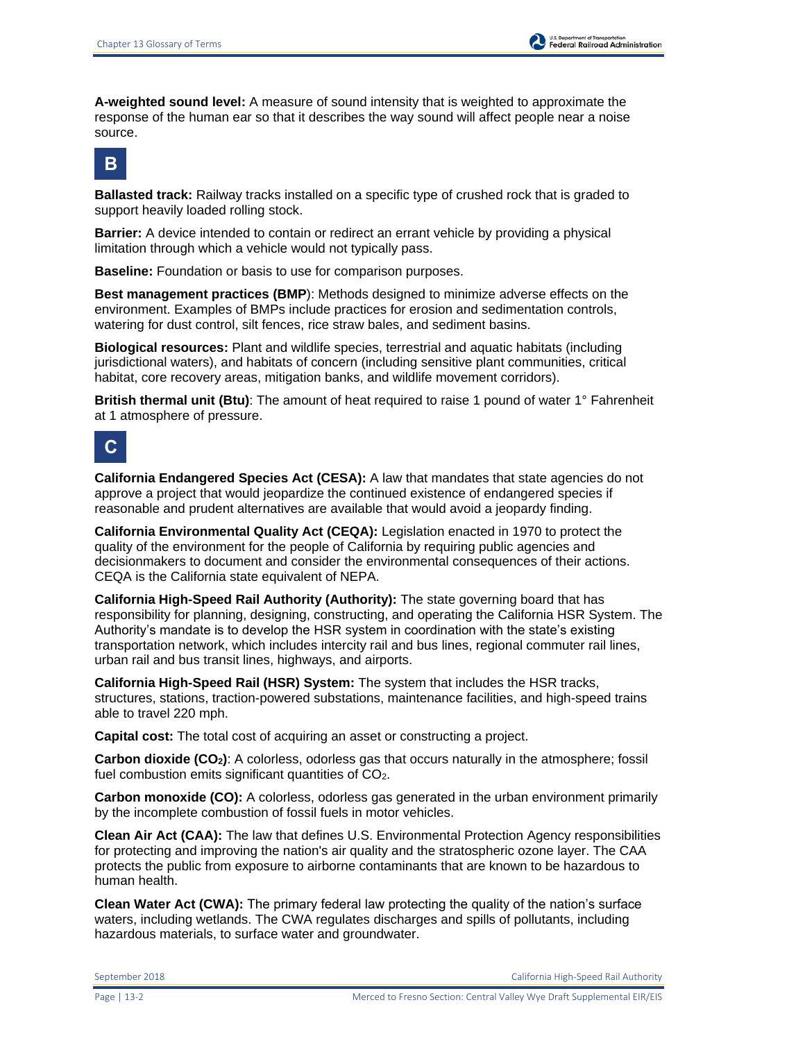**A-weighted sound level:** A measure of sound intensity that is weighted to approximate the response of the human ear so that it describes the way sound will affect people near a noise source.

## B

**Ballasted track:** Railway tracks installed on a specific type of crushed rock that is graded to support heavily loaded rolling stock.

**Barrier:** A device intended to contain or redirect an errant vehicle by providing a physical limitation through which a vehicle would not typically pass.

**Baseline:** Foundation or basis to use for comparison purposes.

**Best management practices (BMP**): Methods designed to minimize adverse effects on the environment. Examples of BMPs include practices for erosion and sedimentation controls, watering for dust control, silt fences, rice straw bales, and sediment basins.

**Biological resources:** Plant and wildlife species, terrestrial and aquatic habitats (including jurisdictional waters), and habitats of concern (including sensitive plant communities, critical habitat, core recovery areas, mitigation banks, and wildlife movement corridors).

**British thermal unit (Btu)**: The amount of heat required to raise 1 pound of water 1° Fahrenheit at 1 atmosphere of pressure.

## C

**California Endangered Species Act (CESA):** A law that mandates that state agencies do not approve a project that would jeopardize the continued existence of endangered species if reasonable and prudent alternatives are available that would avoid a jeopardy finding.

**California Environmental Quality Act (CEQA):** Legislation enacted in 1970 to protect the quality of the environment for the people of California by requiring public agencies and decisionmakers to document and consider the environmental consequences of their actions. CEQA is the California state equivalent of NEPA.

**California High-Speed Rail Authority (Authority):** The state governing board that has responsibility for planning, designing, constructing, and operating the California HSR System. The Authority's mandate is to develop the HSR system in coordination with the state's existing transportation network, which includes intercity rail and bus lines, regional commuter rail lines, urban rail and bus transit lines, highways, and airports.

**California High-Speed Rail (HSR) System:** The system that includes the HSR tracks, structures, stations, traction-powered substations, maintenance facilities, and high-speed trains able to travel 220 mph.

**Capital cost:** The total cost of acquiring an asset or constructing a project.

**Carbon dioxide ($CO_2$)**: A colorless, odorless gas that occurs naturally in the atmosphere; fossil fuel combustion emits significant quantities of $CO_2$.

**Carbon monoxide (CO):** A colorless, odorless gas generated in the urban environment primarily by the incomplete combustion of fossil fuels in motor vehicles.

**Clean Air Act (CAA):** The law that defines U.S. Environmental Protection Agency responsibilities for protecting and improving the nation's air quality and the stratospheric ozone layer. The CAA protects the public from exposure to airborne contaminants that are known to be hazardous to human health.

**Clean Water Act (CWA):** The primary federal law protecting the quality of the nation's surface waters, including wetlands. The CWA regulates discharges and spills of pollutants, including hazardous materials, to surface water and groundwater.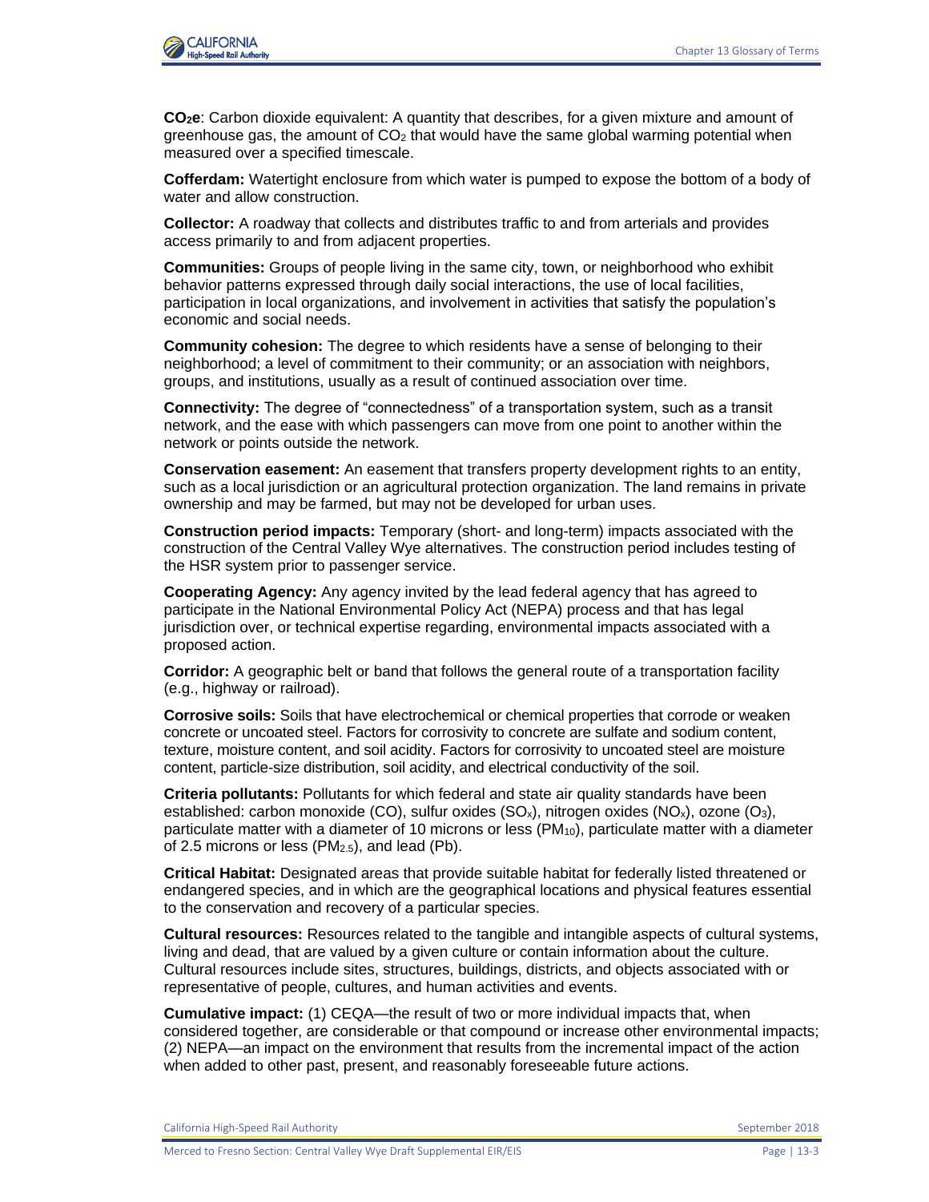**$CO_2e$**: Carbon dioxide equivalent: A quantity that describes, for a given mixture and amount of greenhouse gas, the amount of $CO_2$ that would have the same global warming potential when measured over a specified timescale.

**Cofferdam:** Watertight enclosure from which water is pumped to expose the bottom of a body of water and allow construction.

**Collector:** A roadway that collects and distributes traffic to and from arterials and provides access primarily to and from adjacent properties.

**Communities:** Groups of people living in the same city, town, or neighborhood who exhibit behavior patterns expressed through daily social interactions, the use of local facilities, participation in local organizations, and involvement in activities that satisfy the population's economic and social needs.

**Community cohesion:** The degree to which residents have a sense of belonging to their neighborhood; a level of commitment to their community; or an association with neighbors, groups, and institutions, usually as a result of continued association over time.

**Connectivity:** The degree of "connectedness" of a transportation system, such as a transit network, and the ease with which passengers can move from one point to another within the network or points outside the network.

**Conservation easement:** An easement that transfers property development rights to an entity, such as a local jurisdiction or an agricultural protection organization. The land remains in private ownership and may be farmed, but may not be developed for urban uses.

**Construction period impacts:** Temporary (short- and long-term) impacts associated with the construction of the Central Valley Wye alternatives. The construction period includes testing of the HSR system prior to passenger service.

**Cooperating Agency:** Any agency invited by the lead federal agency that has agreed to participate in the National Environmental Policy Act (NEPA) process and that has legal jurisdiction over, or technical expertise regarding, environmental impacts associated with a proposed action.

**Corridor:** A geographic belt or band that follows the general route of a transportation facility (e.g., highway or railroad).

**Corrosive soils:** Soils that have electrochemical or chemical properties that corrode or weaken concrete or uncoated steel. Factors for corrosivity to concrete are sulfate and sodium content, texture, moisture content, and soil acidity. Factors for corrosivity to uncoated steel are moisture content, particle-size distribution, soil acidity, and electrical conductivity of the soil.

**Criteria pollutants:** Pollutants for which federal and state air quality standards have been established: carbon monoxide (CO), sulfur oxides ($SO_x$), nitrogen oxides ($NO_x$), ozone ($O_3$), particulate matter with a diameter of 10 microns or less ($PM_{10}$), particulate matter with a diameter of 2.5 microns or less ($PM_{2.5}$), and lead (Pb).

**Critical Habitat:** Designated areas that provide suitable habitat for federally listed threatened or endangered species, and in which are the geographical locations and physical features essential to the conservation and recovery of a particular species.

**Cultural resources:** Resources related to the tangible and intangible aspects of cultural systems, living and dead, that are valued by a given culture or contain information about the culture. Cultural resources include sites, structures, buildings, districts, and objects associated with or representative of people, cultures, and human activities and events.

**Cumulative impact:** (1) CEQA—the result of two or more individual impacts that, when considered together, are considerable or that compound or increase other environmental impacts; (2) NEPA—an impact on the environment that results from the incremental impact of the action when added to other past, present, and reasonably foreseeable future actions.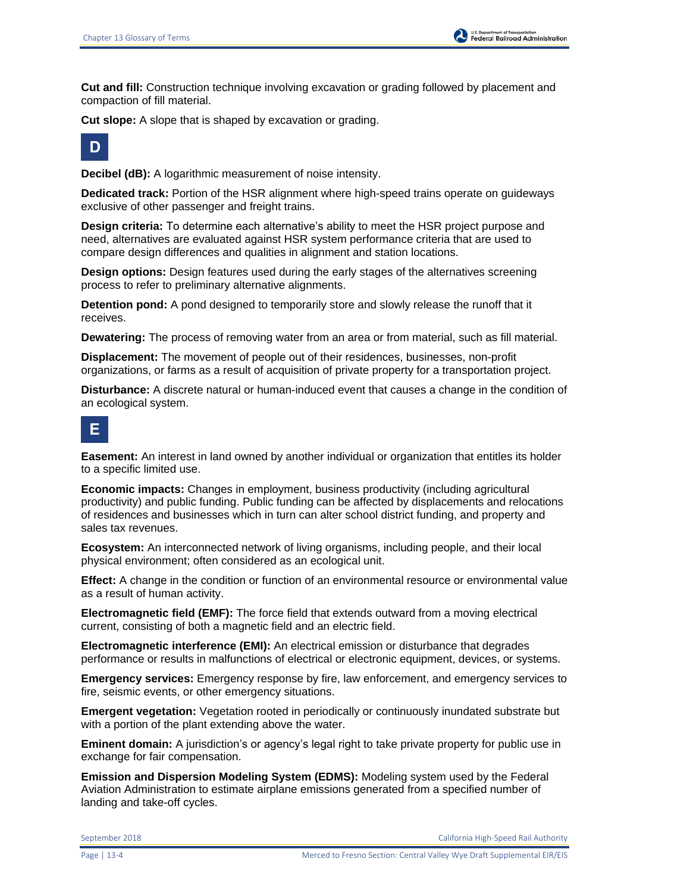**Cut and fill:** Construction technique involving excavation or grading followed by placement and compaction of fill material.

**Cut slope:** A slope that is shaped by excavation or grading.

## D

**Decibel (dB):** A logarithmic measurement of noise intensity.

**Dedicated track:** Portion of the HSR alignment where high-speed trains operate on guideways exclusive of other passenger and freight trains.

**Design criteria:** To determine each alternative's ability to meet the HSR project purpose and need, alternatives are evaluated against HSR system performance criteria that are used to compare design differences and qualities in alignment and station locations.

**Design options:** Design features used during the early stages of the alternatives screening process to refer to preliminary alternative alignments.

**Detention pond:** A pond designed to temporarily store and slowly release the runoff that it receives.

**Dewatering:** The process of removing water from an area or from material, such as fill material.

**Displacement:** The movement of people out of their residences, businesses, non-profit organizations, or farms as a result of acquisition of private property for a transportation project.

**Disturbance:** A discrete natural or human-induced event that causes a change in the condition of an ecological system.

## E

**Easement:** An interest in land owned by another individual or organization that entitles its holder to a specific limited use.

**Economic impacts:** Changes in employment, business productivity (including agricultural productivity) and public funding. Public funding can be affected by displacements and relocations of residences and businesses which in turn can alter school district funding, and property and sales tax revenues.

**Ecosystem:** An interconnected network of living organisms, including people, and their local physical environment; often considered as an ecological unit.

**Effect:** A change in the condition or function of an environmental resource or environmental value as a result of human activity.

**Electromagnetic field (EMF):** The force field that extends outward from a moving electrical current, consisting of both a magnetic field and an electric field.

**Electromagnetic interference (EMI):** An electrical emission or disturbance that degrades performance or results in malfunctions of electrical or electronic equipment, devices, or systems.

**Emergency services:** Emergency response by fire, law enforcement, and emergency services to fire, seismic events, or other emergency situations.

**Emergent vegetation:** Vegetation rooted in periodically or continuously inundated substrate but with a portion of the plant extending above the water.

**Eminent domain:** A jurisdiction's or agency's legal right to take private property for public use in exchange for fair compensation.

**Emission and Dispersion Modeling System (EDMS):** Modeling system used by the Federal Aviation Administration to estimate airplane emissions generated from a specified number of landing and take-off cycles.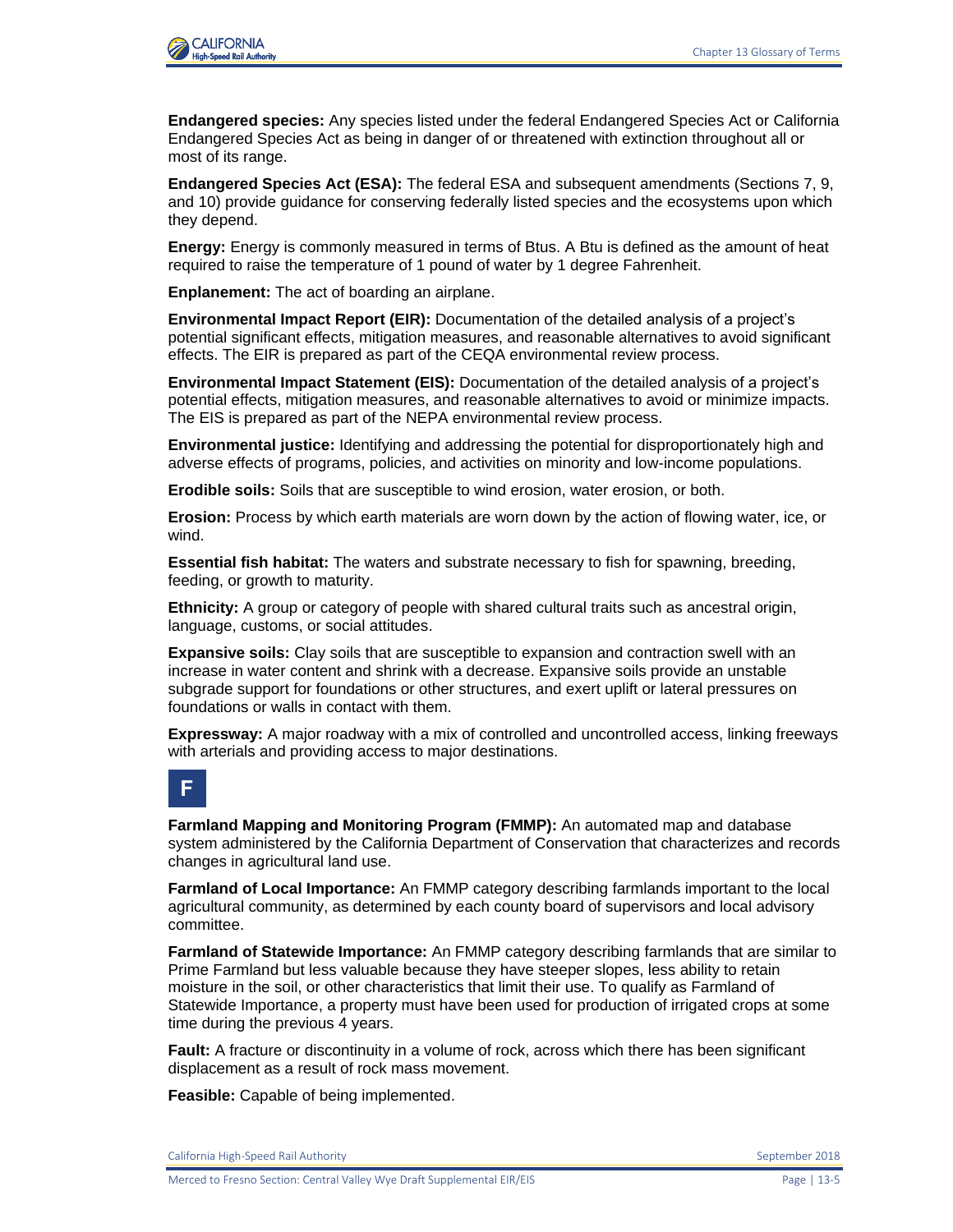**Endangered species:** Any species listed under the federal Endangered Species Act or California Endangered Species Act as being in danger of or threatened with extinction throughout all or most of its range.

**Endangered Species Act (ESA):** The federal ESA and subsequent amendments (Sections 7, 9, and 10) provide guidance for conserving federally listed species and the ecosystems upon which they depend.

**Energy:** Energy is commonly measured in terms of Btus. A Btu is defined as the amount of heat required to raise the temperature of 1 pound of water by 1 degree Fahrenheit.

**Enplanement:** The act of boarding an airplane.

**Environmental Impact Report (EIR):** Documentation of the detailed analysis of a project's potential significant effects, mitigation measures, and reasonable alternatives to avoid significant effects. The EIR is prepared as part of the CEQA environmental review process.

**Environmental Impact Statement (EIS):** Documentation of the detailed analysis of a project's potential effects, mitigation measures, and reasonable alternatives to avoid or minimize impacts. The EIS is prepared as part of the NEPA environmental review process.

**Environmental justice:** Identifying and addressing the potential for disproportionately high and adverse effects of programs, policies, and activities on minority and low-income populations.

**Erodible soils:** Soils that are susceptible to wind erosion, water erosion, or both.

**Erosion:** Process by which earth materials are worn down by the action of flowing water, ice, or wind.

**Essential fish habitat:** The waters and substrate necessary to fish for spawning, breeding, feeding, or growth to maturity.

**Ethnicity:** A group or category of people with shared cultural traits such as ancestral origin, language, customs, or social attitudes.

**Expansive soils:** Clay soils that are susceptible to expansion and contraction swell with an increase in water content and shrink with a decrease. Expansive soils provide an unstable subgrade support for foundations or other structures, and exert uplift or lateral pressures on foundations or walls in contact with them.

**Expressway:** A major roadway with a mix of controlled and uncontrolled access, linking freeways with arterials and providing access to major destinations.

## F

**Farmland Mapping and Monitoring Program (FMMP):** An automated map and database system administered by the California Department of Conservation that characterizes and records changes in agricultural land use.

**Farmland of Local Importance:** An FMMP category describing farmlands important to the local agricultural community, as determined by each county board of supervisors and local advisory committee.

**Farmland of Statewide Importance:** An FMMP category describing farmlands that are similar to Prime Farmland but less valuable because they have steeper slopes, less ability to retain moisture in the soil, or other characteristics that limit their use. To qualify as Farmland of Statewide Importance, a property must have been used for production of irrigated crops at some time during the previous 4 years.

**Fault:** A fracture or discontinuity in a volume of rock, across which there has been significant displacement as a result of rock mass movement.

**Feasible:** Capable of being implemented.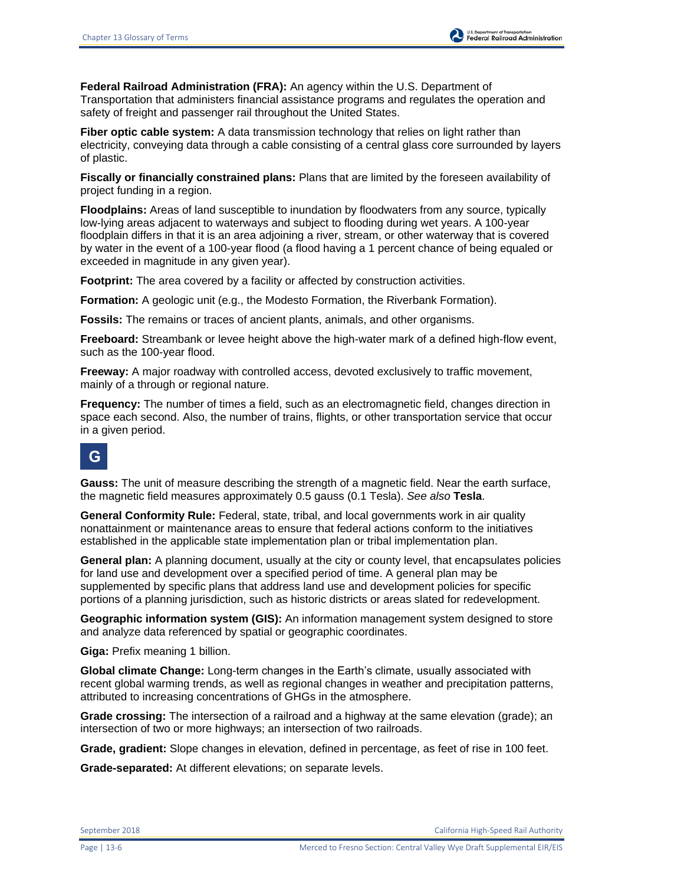**Federal Railroad Administration (FRA):** An agency within the U.S. Department of Transportation that administers financial assistance programs and regulates the operation and safety of freight and passenger rail throughout the United States.

**Fiber optic cable system:** A data transmission technology that relies on light rather than electricity, conveying data through a cable consisting of a central glass core surrounded by layers of plastic.

**Fiscally or financially constrained plans:** Plans that are limited by the foreseen availability of project funding in a region.

**Floodplains:** Areas of land susceptible to inundation by floodwaters from any source, typically low-lying areas adjacent to waterways and subject to flooding during wet years. A 100-year floodplain differs in that it is an area adjoining a river, stream, or other waterway that is covered by water in the event of a 100-year flood (a flood having a 1 percent chance of being equaled or exceeded in magnitude in any given year).

**Footprint:** The area covered by a facility or affected by construction activities.

**Formation:** A geologic unit (e.g., the Modesto Formation, the Riverbank Formation).

**Fossils:** The remains or traces of ancient plants, animals, and other organisms.

**Freeboard:** Streambank or levee height above the high-water mark of a defined high-flow event, such as the 100-year flood.

**Freeway:** A major roadway with controlled access, devoted exclusively to traffic movement, mainly of a through or regional nature.

**Frequency:** The number of times a field, such as an electromagnetic field, changes direction in space each second. Also, the number of trains, flights, or other transportation service that occur in a given period.

## G

**Gauss:** The unit of measure describing the strength of a magnetic field. Near the earth surface, the magnetic field measures approximately 0.5 gauss (0.1 Tesla). *See also* **Tesla**.

**General Conformity Rule:** Federal, state, tribal, and local governments work in air quality nonattainment or maintenance areas to ensure that federal actions conform to the initiatives established in the applicable state implementation plan or tribal implementation plan.

**General plan:** A planning document, usually at the city or county level, that encapsulates policies for land use and development over a specified period of time. A general plan may be supplemented by specific plans that address land use and development policies for specific portions of a planning jurisdiction, such as historic districts or areas slated for redevelopment.

**Geographic information system (GIS):** An information management system designed to store and analyze data referenced by spatial or geographic coordinates.

**Giga:** Prefix meaning 1 billion.

**Global climate Change:** Long-term changes in the Earth's climate, usually associated with recent global warming trends, as well as regional changes in weather and precipitation patterns, attributed to increasing concentrations of GHGs in the atmosphere.

**Grade crossing:** The intersection of a railroad and a highway at the same elevation (grade); an intersection of two or more highways; an intersection of two railroads.

**Grade, gradient:** Slope changes in elevation, defined in percentage, as feet of rise in 100 feet.

**Grade-separated:** At different elevations; on separate levels.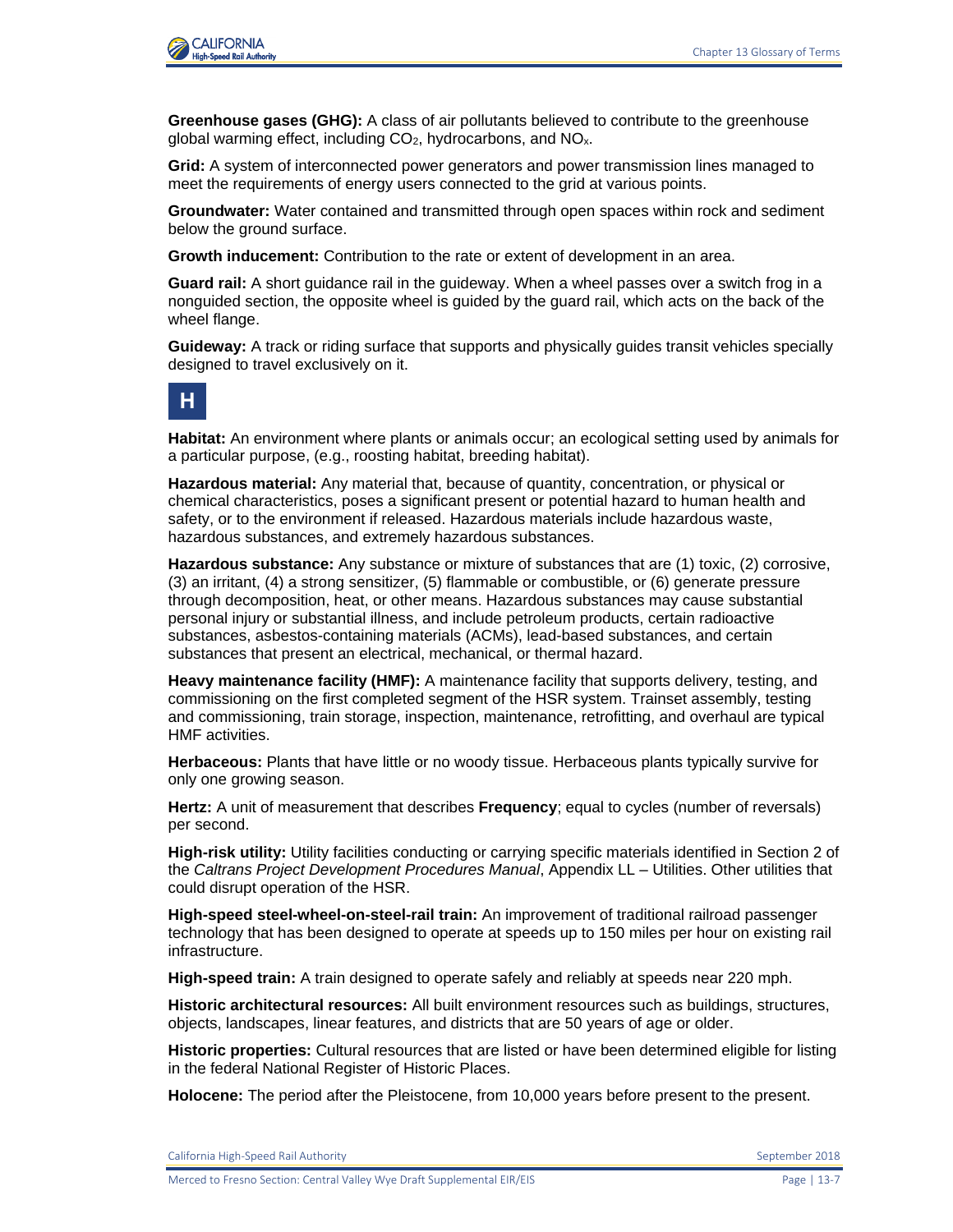**Greenhouse gases (GHG):** A class of air pollutants believed to contribute to the greenhouse global warming effect, including $CO_2$, hydrocarbons, and $NO_x$.

**Grid:** A system of interconnected power generators and power transmission lines managed to meet the requirements of energy users connected to the grid at various points.

**Groundwater:** Water contained and transmitted through open spaces within rock and sediment below the ground surface.

**Growth inducement:** Contribution to the rate or extent of development in an area.

**Guard rail:** A short guidance rail in the guideway. When a wheel passes over a switch frog in a nonguided section, the opposite wheel is guided by the guard rail, which acts on the back of the wheel flange.

**Guideway:** A track or riding surface that supports and physically guides transit vehicles specially designed to travel exclusively on it.

## H

**Habitat:** An environment where plants or animals occur; an ecological setting used by animals for a particular purpose, (e.g., roosting habitat, breeding habitat).

**Hazardous material:** Any material that, because of quantity, concentration, or physical or chemical characteristics, poses a significant present or potential hazard to human health and safety, or to the environment if released. Hazardous materials include hazardous waste, hazardous substances, and extremely hazardous substances.

**Hazardous substance:** Any substance or mixture of substances that are (1) toxic, (2) corrosive, (3) an irritant, (4) a strong sensitizer, (5) flammable or combustible, or (6) generate pressure through decomposition, heat, or other means. Hazardous substances may cause substantial personal injury or substantial illness, and include petroleum products, certain radioactive substances, asbestos-containing materials (ACMs), lead-based substances, and certain substances that present an electrical, mechanical, or thermal hazard.

**Heavy maintenance facility (HMF):** A maintenance facility that supports delivery, testing, and commissioning on the first completed segment of the HSR system. Trainset assembly, testing and commissioning, train storage, inspection, maintenance, retrofitting, and overhaul are typical HMF activities.

**Herbaceous:** Plants that have little or no woody tissue. Herbaceous plants typically survive for only one growing season.

**Hertz:** A unit of measurement that describes **Frequency**; equal to cycles (number of reversals) per second.

**High-risk utility:** Utility facilities conducting or carrying specific materials identified in Section 2 of the *Caltrans Project Development Procedures Manual*, Appendix LL – Utilities. Other utilities that could disrupt operation of the HSR.

**High-speed steel-wheel-on-steel-rail train:** An improvement of traditional railroad passenger technology that has been designed to operate at speeds up to 150 miles per hour on existing rail infrastructure.

**High-speed train:** A train designed to operate safely and reliably at speeds near 220 mph.

**Historic architectural resources:** All built environment resources such as buildings, structures, objects, landscapes, linear features, and districts that are 50 years of age or older.

**Historic properties:** Cultural resources that are listed or have been determined eligible for listing in the federal National Register of Historic Places.

**Holocene:** The period after the Pleistocene, from 10,000 years before present to the present.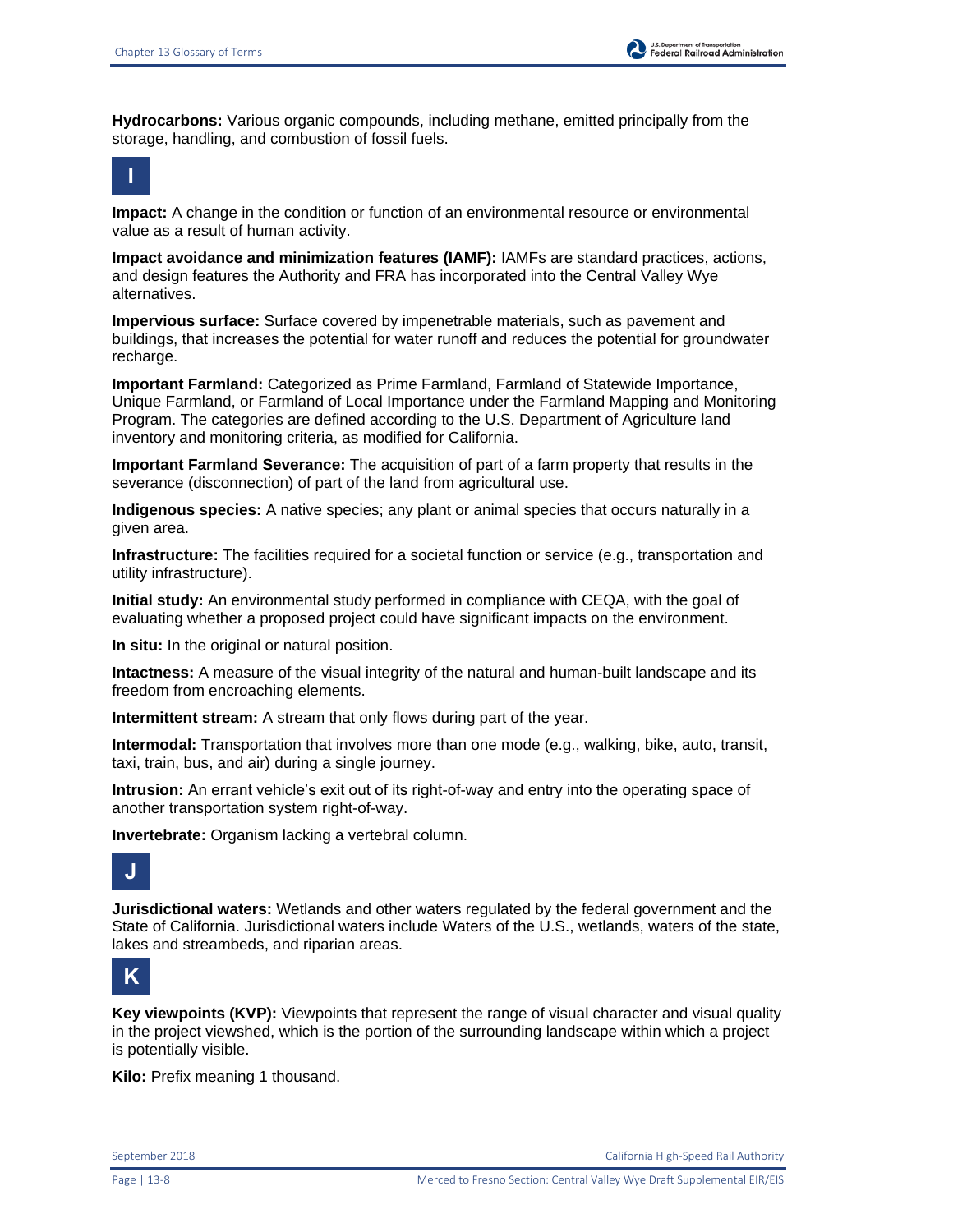**Hydrocarbons:** Various organic compounds, including methane, emitted principally from the storage, handling, and combustion of fossil fuels.

## I

**Impact:** A change in the condition or function of an environmental resource or environmental value as a result of human activity.

**Impact avoidance and minimization features (IAMF):** IAMFs are standard practices, actions, and design features the Authority and FRA has incorporated into the Central Valley Wye alternatives.

**Impervious surface:** Surface covered by impenetrable materials, such as pavement and buildings, that increases the potential for water runoff and reduces the potential for groundwater recharge.

**Important Farmland:** Categorized as Prime Farmland, Farmland of Statewide Importance, Unique Farmland, or Farmland of Local Importance under the Farmland Mapping and Monitoring Program. The categories are defined according to the U.S. Department of Agriculture land inventory and monitoring criteria, as modified for California.

**Important Farmland Severance:** The acquisition of part of a farm property that results in the severance (disconnection) of part of the land from agricultural use.

**Indigenous species:** A native species; any plant or animal species that occurs naturally in a given area.

**Infrastructure:** The facilities required for a societal function or service (e.g., transportation and utility infrastructure).

**Initial study:** An environmental study performed in compliance with CEQA, with the goal of evaluating whether a proposed project could have significant impacts on the environment.

**In situ:** In the original or natural position.

**Intactness:** A measure of the visual integrity of the natural and human-built landscape and its freedom from encroaching elements.

**Intermittent stream:** A stream that only flows during part of the year.

**Intermodal:** Transportation that involves more than one mode (e.g., walking, bike, auto, transit, taxi, train, bus, and air) during a single journey.

**Intrusion:** An errant vehicle's exit out of its right-of-way and entry into the operating space of another transportation system right-of-way.

**Invertebrate:** Organism lacking a vertebral column.

## J

**Jurisdictional waters:** Wetlands and other waters regulated by the federal government and the State of California. Jurisdictional waters include Waters of the U.S., wetlands, waters of the state, lakes and streambeds, and riparian areas.

## K

**Key viewpoints (KVP):** Viewpoints that represent the range of visual character and visual quality in the project viewshed, which is the portion of the surrounding landscape within which a project is potentially visible.

**Kilo:** Prefix meaning 1 thousand.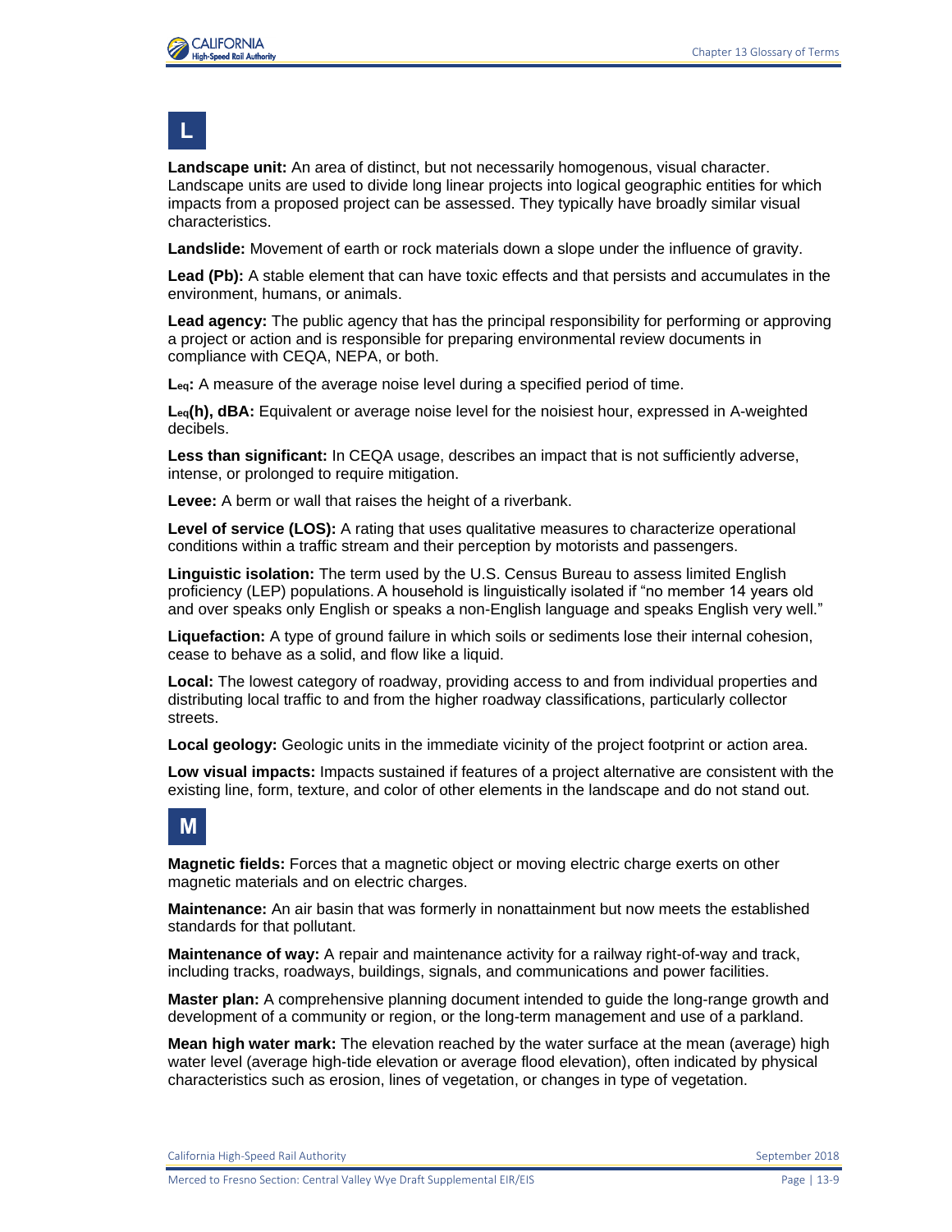## L

**Landscape unit:** An area of distinct, but not necessarily homogenous, visual character. Landscape units are used to divide long linear projects into logical geographic entities for which impacts from a proposed project can be assessed. They typically have broadly similar visual characteristics.

**Landslide:** Movement of earth or rock materials down a slope under the influence of gravity.

**Lead (Pb):** A stable element that can have toxic effects and that persists and accumulates in the environment, humans, or animals.

**Lead agency:** The public agency that has the principal responsibility for performing or approving a project or action and is responsible for preparing environmental review documents in compliance with CEQA, NEPA, or both.

**$L_{eq}$:** A measure of the average noise level during a specified period of time.

**$L_{eq}$(h), dBA:** Equivalent or average noise level for the noisiest hour, expressed in A-weighted decibels.

**Less than significant:** In CEQA usage, describes an impact that is not sufficiently adverse, intense, or prolonged to require mitigation.

**Levee:** A berm or wall that raises the height of a riverbank.

**Level of service (LOS):** A rating that uses qualitative measures to characterize operational conditions within a traffic stream and their perception by motorists and passengers.

**Linguistic isolation:** The term used by the U.S. Census Bureau to assess limited English proficiency (LEP) populations. A household is linguistically isolated if "no member 14 years old and over speaks only English or speaks a non-English language and speaks English very well."

**Liquefaction:** A type of ground failure in which soils or sediments lose their internal cohesion, cease to behave as a solid, and flow like a liquid.

**Local:** The lowest category of roadway, providing access to and from individual properties and distributing local traffic to and from the higher roadway classifications, particularly collector streets.

**Local geology:** Geologic units in the immediate vicinity of the project footprint or action area.

**Low visual impacts:** Impacts sustained if features of a project alternative are consistent with the existing line, form, texture, and color of other elements in the landscape and do not stand out.

## M

**Magnetic fields:** Forces that a magnetic object or moving electric charge exerts on other magnetic materials and on electric charges.

**Maintenance:** An air basin that was formerly in nonattainment but now meets the established standards for that pollutant.

**Maintenance of way:** A repair and maintenance activity for a railway right-of-way and track, including tracks, roadways, buildings, signals, and communications and power facilities.

**Master plan:** A comprehensive planning document intended to guide the long-range growth and development of a community or region, or the long-term management and use of a parkland.

**Mean high water mark:** The elevation reached by the water surface at the mean (average) high water level (average high-tide elevation or average flood elevation), often indicated by physical characteristics such as erosion, lines of vegetation, or changes in type of vegetation.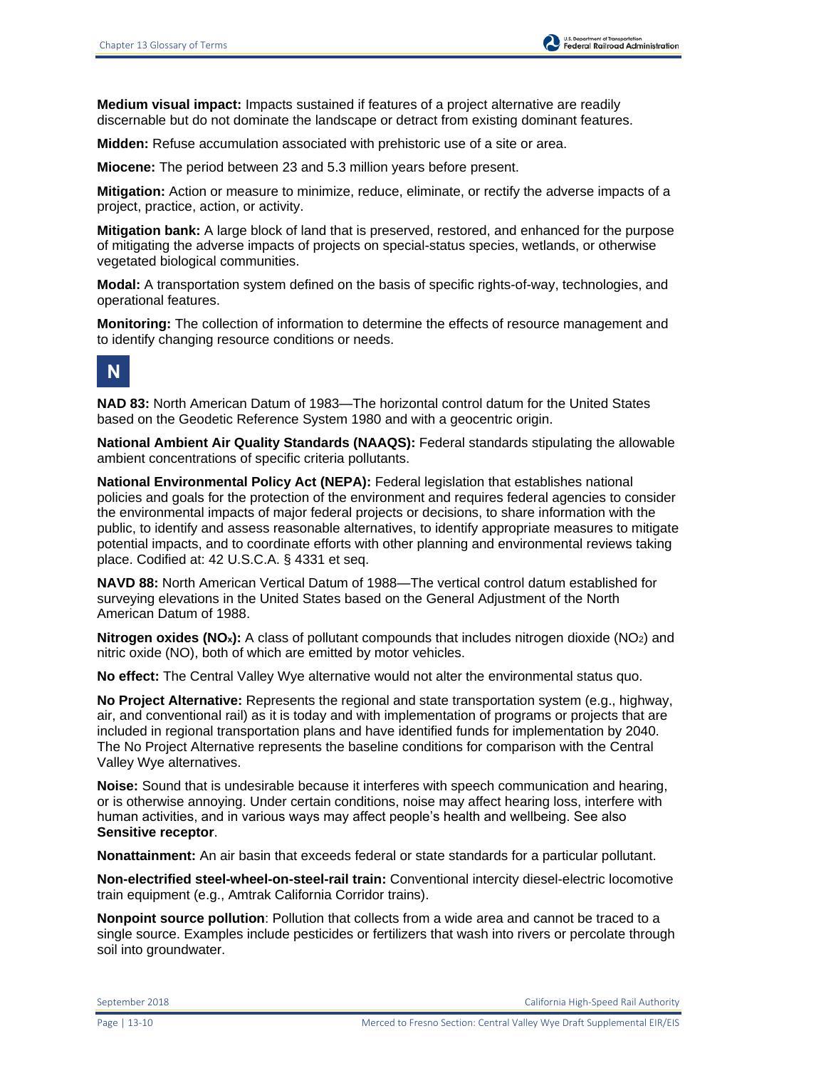**Medium visual impact:** Impacts sustained if features of a project alternative are readily discernable but do not dominate the landscape or detract from existing dominant features.

**Midden:** Refuse accumulation associated with prehistoric use of a site or area.

**Miocene:** The period between 23 and 5.3 million years before present.

**Mitigation:** Action or measure to minimize, reduce, eliminate, or rectify the adverse impacts of a project, practice, action, or activity.

**Mitigation bank:** A large block of land that is preserved, restored, and enhanced for the purpose of mitigating the adverse impacts of projects on special-status species, wetlands, or otherwise vegetated biological communities.

**Modal:** A transportation system defined on the basis of specific rights-of-way, technologies, and operational features.

**Monitoring:** The collection of information to determine the effects of resource management and to identify changing resource conditions or needs.

## N

**NAD 83:** North American Datum of 1983—The horizontal control datum for the United States based on the Geodetic Reference System 1980 and with a geocentric origin.

**National Ambient Air Quality Standards (NAAQS):** Federal standards stipulating the allowable ambient concentrations of specific criteria pollutants.

**National Environmental Policy Act (NEPA):** Federal legislation that establishes national policies and goals for the protection of the environment and requires federal agencies to consider the environmental impacts of major federal projects or decisions, to share information with the public, to identify and assess reasonable alternatives, to identify appropriate measures to mitigate potential impacts, and to coordinate efforts with other planning and environmental reviews taking place. Codified at: 42 U.S.C.A. § 4331 et seq.

**NAVD 88:** North American Vertical Datum of 1988—The vertical control datum established for surveying elevations in the United States based on the General Adjustment of the North American Datum of 1988.

**Nitrogen oxides ($NO_x$):** A class of pollutant compounds that includes nitrogen dioxide ($NO_2$) and nitric oxide (NO), both of which are emitted by motor vehicles.

**No effect:** The Central Valley Wye alternative would not alter the environmental status quo.

**No Project Alternative:** Represents the regional and state transportation system (e.g., highway, air, and conventional rail) as it is today and with implementation of programs or projects that are included in regional transportation plans and have identified funds for implementation by 2040. The No Project Alternative represents the baseline conditions for comparison with the Central Valley Wye alternatives.

**Noise:** Sound that is undesirable because it interferes with speech communication and hearing, or is otherwise annoying. Under certain conditions, noise may affect hearing loss, interfere with human activities, and in various ways may affect people's health and wellbeing. See also **Sensitive receptor**.

**Nonattainment:** An air basin that exceeds federal or state standards for a particular pollutant.

**Non-electrified steel-wheel-on-steel-rail train:** Conventional intercity diesel-electric locomotive train equipment (e.g., Amtrak California Corridor trains).

**Nonpoint source pollution**: Pollution that collects from a wide area and cannot be traced to a single source. Examples include pesticides or fertilizers that wash into rivers or percolate through soil into groundwater.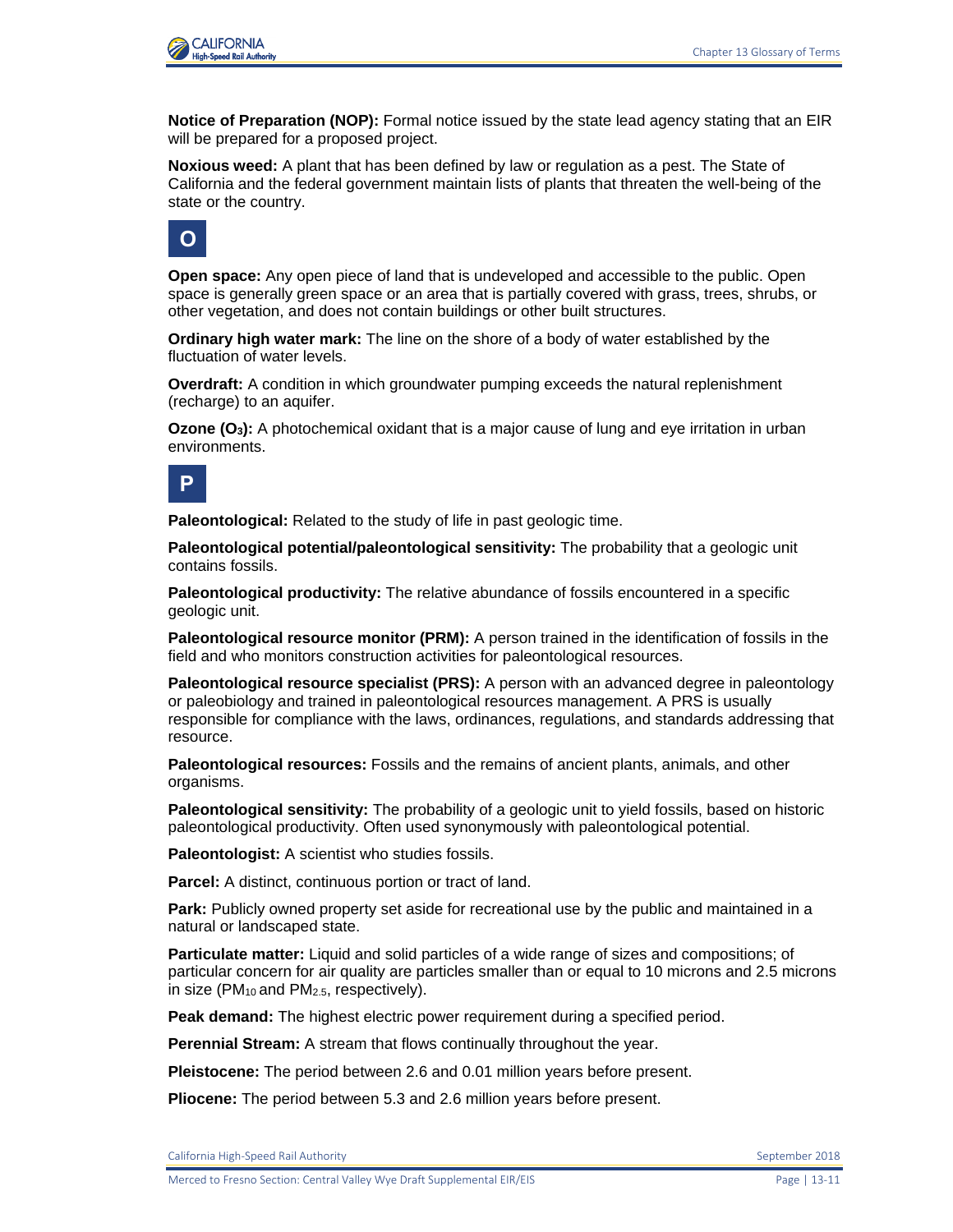**Notice of Preparation (NOP):** Formal notice issued by the state lead agency stating that an EIR will be prepared for a proposed project.

**Noxious weed:** A plant that has been defined by law or regulation as a pest. The State of California and the federal government maintain lists of plants that threaten the well-being of the state or the country.

## O

**Open space:** Any open piece of land that is undeveloped and accessible to the public. Open space is generally green space or an area that is partially covered with grass, trees, shrubs, or other vegetation, and does not contain buildings or other built structures.

**Ordinary high water mark:** The line on the shore of a body of water established by the fluctuation of water levels.

**Overdraft:** A condition in which groundwater pumping exceeds the natural replenishment (recharge) to an aquifer.

**Ozone ($O_3$):** A photochemical oxidant that is a major cause of lung and eye irritation in urban environments.

## P

**Paleontological:** Related to the study of life in past geologic time.

**Paleontological potential/paleontological sensitivity:** The probability that a geologic unit contains fossils.

**Paleontological productivity:** The relative abundance of fossils encountered in a specific geologic unit.

**Paleontological resource monitor (PRM):** A person trained in the identification of fossils in the field and who monitors construction activities for paleontological resources.

**Paleontological resource specialist (PRS):** A person with an advanced degree in paleontology or paleobiology and trained in paleontological resources management. A PRS is usually responsible for compliance with the laws, ordinances, regulations, and standards addressing that resource.

**Paleontological resources:** Fossils and the remains of ancient plants, animals, and other organisms.

**Paleontological sensitivity:** The probability of a geologic unit to yield fossils, based on historic paleontological productivity. Often used synonymously with paleontological potential.

**Paleontologist:** A scientist who studies fossils.

**Parcel:** A distinct, continuous portion or tract of land.

**Park:** Publicly owned property set aside for recreational use by the public and maintained in a natural or landscaped state.

**Particulate matter:** Liquid and solid particles of a wide range of sizes and compositions; of particular concern for air quality are particles smaller than or equal to 10 microns and 2.5 microns in size ($PM_{10}$ and $PM_{2.5}$, respectively).

**Peak demand:** The highest electric power requirement during a specified period.

**Perennial Stream:** A stream that flows continually throughout the year.

**Pleistocene:** The period between 2.6 and 0.01 million years before present.

**Pliocene:** The period between 5.3 and 2.6 million years before present.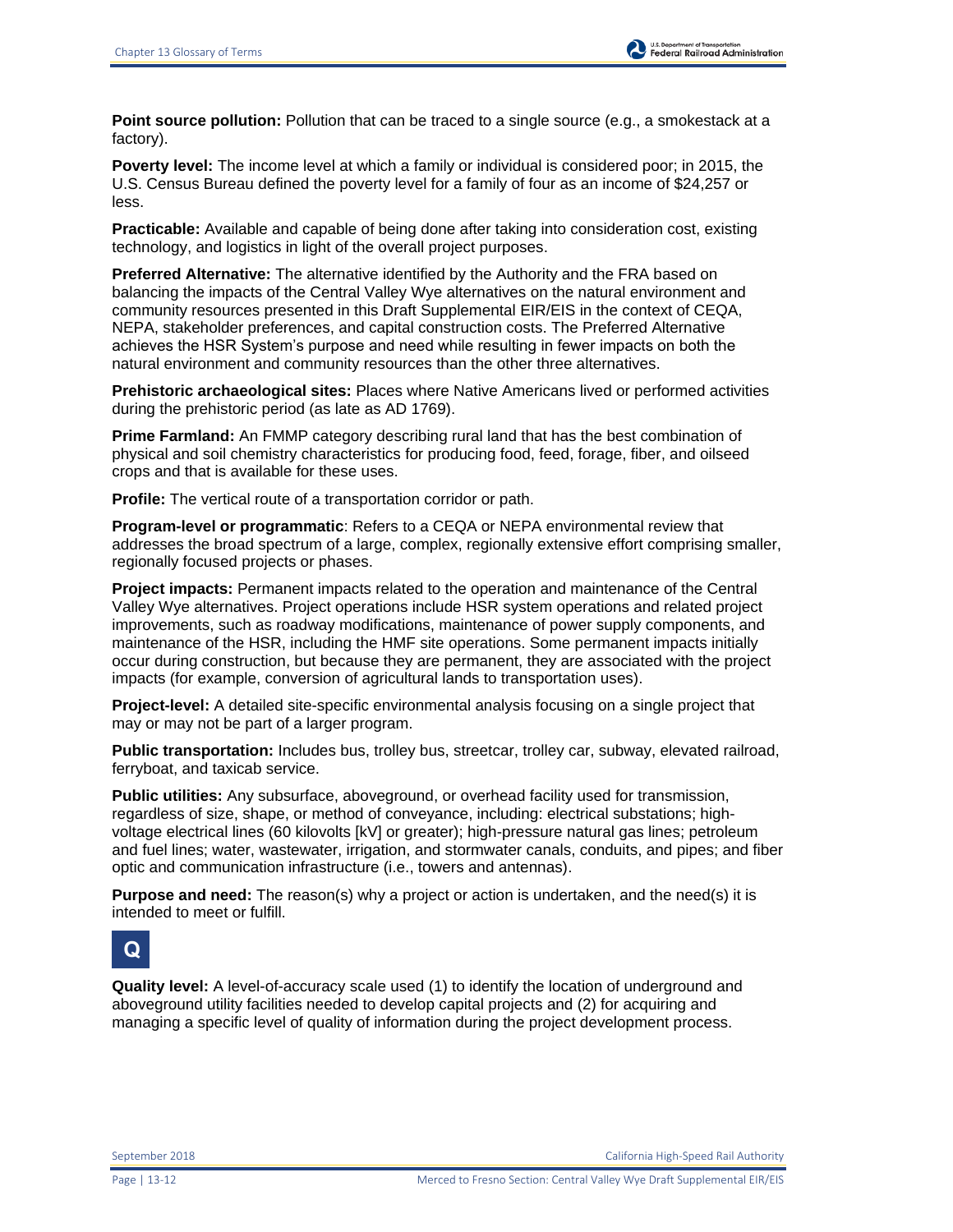**Point source pollution:** Pollution that can be traced to a single source (e.g., a smokestack at a factory).

**Poverty level:** The income level at which a family or individual is considered poor; in 2015, the U.S. Census Bureau defined the poverty level for a family of four as an income of $24,257 or less.

**Practicable:** Available and capable of being done after taking into consideration cost, existing technology, and logistics in light of the overall project purposes.

**Preferred Alternative:** The alternative identified by the Authority and the FRA based on balancing the impacts of the Central Valley Wye alternatives on the natural environment and community resources presented in this Draft Supplemental EIR/EIS in the context of CEQA, NEPA, stakeholder preferences, and capital construction costs. The Preferred Alternative achieves the HSR System's purpose and need while resulting in fewer impacts on both the natural environment and community resources than the other three alternatives.

**Prehistoric archaeological sites:** Places where Native Americans lived or performed activities during the prehistoric period (as late as AD 1769).

**Prime Farmland:** An FMMP category describing rural land that has the best combination of physical and soil chemistry characteristics for producing food, feed, forage, fiber, and oilseed crops and that is available for these uses.

**Profile:** The vertical route of a transportation corridor or path.

**Program-level or programmatic**: Refers to a CEQA or NEPA environmental review that addresses the broad spectrum of a large, complex, regionally extensive effort comprising smaller, regionally focused projects or phases.

**Project impacts:** Permanent impacts related to the operation and maintenance of the Central Valley Wye alternatives. Project operations include HSR system operations and related project improvements, such as roadway modifications, maintenance of power supply components, and maintenance of the HSR, including the HMF site operations. Some permanent impacts initially occur during construction, but because they are permanent, they are associated with the project impacts (for example, conversion of agricultural lands to transportation uses).

**Project-level:** A detailed site-specific environmental analysis focusing on a single project that may or may not be part of a larger program.

**Public transportation:** Includes bus, trolley bus, streetcar, trolley car, subway, elevated railroad, ferryboat, and taxicab service.

**Public utilities:** Any subsurface, aboveground, or overhead facility used for transmission, regardless of size, shape, or method of conveyance, including: electrical substations; high-voltage electrical lines (60 kilovolts [kV] or greater); high-pressure natural gas lines; petroleum and fuel lines; water, wastewater, irrigation, and stormwater canals, conduits, and pipes; and fiber optic and communication infrastructure (i.e., towers and antennas).

**Purpose and need:** The reason(s) why a project or action is undertaken, and the need(s) it is intended to meet or fulfill.

## Q

**Quality level:** A level-of-accuracy scale used (1) to identify the location of underground and aboveground utility facilities needed to develop capital projects and (2) for acquiring and managing a specific level of quality of information during the project development process.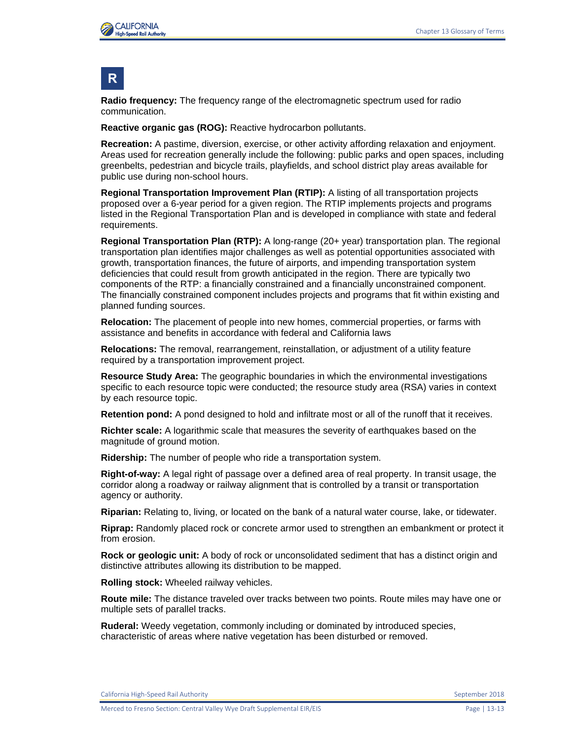# R

**Radio frequency:** The frequency range of the electromagnetic spectrum used for radio communication.

**Reactive organic gas (ROG):** Reactive hydrocarbon pollutants.

**Recreation:** A pastime, diversion, exercise, or other activity affording relaxation and enjoyment. Areas used for recreation generally include the following: public parks and open spaces, including greenbelts, pedestrian and bicycle trails, playfields, and school district play areas available for public use during non-school hours.

**Regional Transportation Improvement Plan (RTIP):** A listing of all transportation projects proposed over a 6-year period for a given region. The RTIP implements projects and programs listed in the Regional Transportation Plan and is developed in compliance with state and federal requirements.

**Regional Transportation Plan (RTP):** A long-range (20+ year) transportation plan. The regional transportation plan identifies major challenges as well as potential opportunities associated with growth, transportation finances, the future of airports, and impending transportation system deficiencies that could result from growth anticipated in the region. There are typically two components of the RTP: a financially constrained and a financially unconstrained component. The financially constrained component includes projects and programs that fit within existing and planned funding sources.

**Relocation:** The placement of people into new homes, commercial properties, or farms with assistance and benefits in accordance with federal and California laws

**Relocations:** The removal, rearrangement, reinstallation, or adjustment of a utility feature required by a transportation improvement project.

**Resource Study Area:** The geographic boundaries in which the environmental investigations specific to each resource topic were conducted; the resource study area (RSA) varies in context by each resource topic.

**Retention pond:** A pond designed to hold and infiltrate most or all of the runoff that it receives.

**Richter scale:** A logarithmic scale that measures the severity of earthquakes based on the magnitude of ground motion.

**Ridership:** The number of people who ride a transportation system.

**Right-of-way:** A legal right of passage over a defined area of real property. In transit usage, the corridor along a roadway or railway alignment that is controlled by a transit or transportation agency or authority.

**Riparian:** Relating to, living, or located on the bank of a natural water course, lake, or tidewater.

**Riprap:** Randomly placed rock or concrete armor used to strengthen an embankment or protect it from erosion.

**Rock or geologic unit:** A body of rock or unconsolidated sediment that has a distinct origin and distinctive attributes allowing its distribution to be mapped.

**Rolling stock:** Wheeled railway vehicles.

**Route mile:** The distance traveled over tracks between two points. Route miles may have one or multiple sets of parallel tracks.

**Ruderal:** Weedy vegetation, commonly including or dominated by introduced species, characteristic of areas where native vegetation has been disturbed or removed.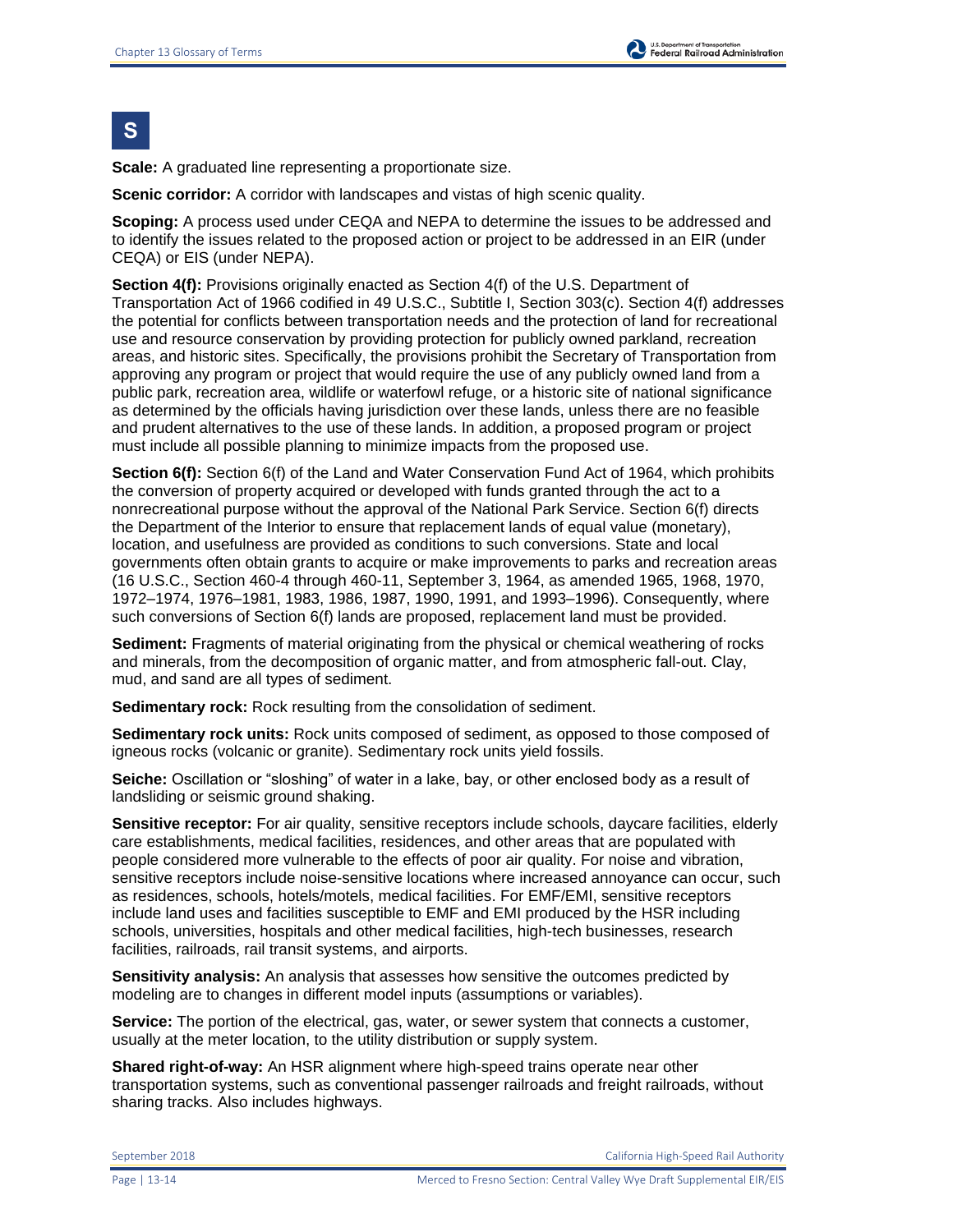# S

**Scale:** A graduated line representing a proportionate size.

**Scenic corridor:** A corridor with landscapes and vistas of high scenic quality.

**Scoping:** A process used under CEQA and NEPA to determine the issues to be addressed and to identify the issues related to the proposed action or project to be addressed in an EIR (under CEQA) or EIS (under NEPA).

**Section 4(f):** Provisions originally enacted as Section 4(f) of the U.S. Department of Transportation Act of 1966 codified in 49 U.S.C., Subtitle I, Section 303(c). Section 4(f) addresses the potential for conflicts between transportation needs and the protection of land for recreational use and resource conservation by providing protection for publicly owned parkland, recreation areas, and historic sites. Specifically, the provisions prohibit the Secretary of Transportation from approving any program or project that would require the use of any publicly owned land from a public park, recreation area, wildlife or waterfowl refuge, or a historic site of national significance as determined by the officials having jurisdiction over these lands, unless there are no feasible and prudent alternatives to the use of these lands. In addition, a proposed program or project must include all possible planning to minimize impacts from the proposed use.

**Section 6(f):** Section 6(f) of the Land and Water Conservation Fund Act of 1964, which prohibits the conversion of property acquired or developed with funds granted through the act to a nonrecreational purpose without the approval of the National Park Service. Section 6(f) directs the Department of the Interior to ensure that replacement lands of equal value (monetary), location, and usefulness are provided as conditions to such conversions. State and local governments often obtain grants to acquire or make improvements to parks and recreation areas (16 U.S.C., Section 460-4 through 460-11, September 3, 1964, as amended 1965, 1968, 1970, 1972–1974, 1976–1981, 1983, 1986, 1987, 1990, 1991, and 1993–1996). Consequently, where such conversions of Section 6(f) lands are proposed, replacement land must be provided.

**Sediment:** Fragments of material originating from the physical or chemical weathering of rocks and minerals, from the decomposition of organic matter, and from atmospheric fall-out. Clay, mud, and sand are all types of sediment.

**Sedimentary rock:** Rock resulting from the consolidation of sediment.

**Sedimentary rock units:** Rock units composed of sediment, as opposed to those composed of igneous rocks (volcanic or granite). Sedimentary rock units yield fossils.

**Seiche:** Oscillation or "sloshing" of water in a lake, bay, or other enclosed body as a result of landsliding or seismic ground shaking.

**Sensitive receptor:** For air quality, sensitive receptors include schools, daycare facilities, elderly care establishments, medical facilities, residences, and other areas that are populated with people considered more vulnerable to the effects of poor air quality. For noise and vibration, sensitive receptors include noise-sensitive locations where increased annoyance can occur, such as residences, schools, hotels/motels, medical facilities. For EMF/EMI, sensitive receptors include land uses and facilities susceptible to EMF and EMI produced by the HSR including schools, universities, hospitals and other medical facilities, high-tech businesses, research facilities, railroads, rail transit systems, and airports.

**Sensitivity analysis:** An analysis that assesses how sensitive the outcomes predicted by modeling are to changes in different model inputs (assumptions or variables).

**Service:** The portion of the electrical, gas, water, or sewer system that connects a customer, usually at the meter location, to the utility distribution or supply system.

**Shared right-of-way:** An HSR alignment where high-speed trains operate near other transportation systems, such as conventional passenger railroads and freight railroads, without sharing tracks. Also includes highways.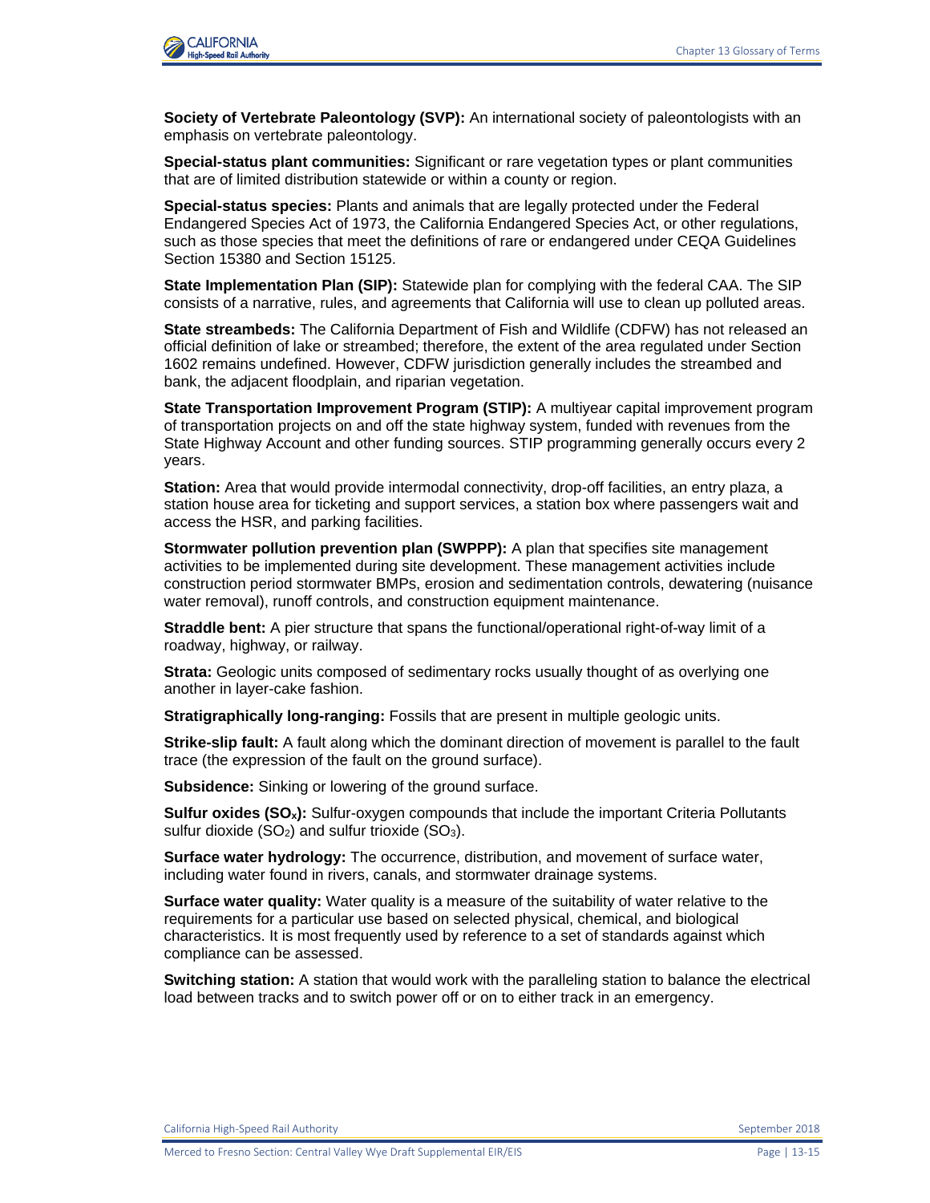**Society of Vertebrate Paleontology (SVP):** An international society of paleontologists with an emphasis on vertebrate paleontology.

**Special-status plant communities:** Significant or rare vegetation types or plant communities that are of limited distribution statewide or within a county or region.

**Special-status species:** Plants and animals that are legally protected under the Federal Endangered Species Act of 1973, the California Endangered Species Act, or other regulations, such as those species that meet the definitions of rare or endangered under CEQA Guidelines Section 15380 and Section 15125.

**State Implementation Plan (SIP):** Statewide plan for complying with the federal CAA. The SIP consists of a narrative, rules, and agreements that California will use to clean up polluted areas.

**State streambeds:** The California Department of Fish and Wildlife (CDFW) has not released an official definition of lake or streambed; therefore, the extent of the area regulated under Section 1602 remains undefined. However, CDFW jurisdiction generally includes the streambed and bank, the adjacent floodplain, and riparian vegetation.

**State Transportation Improvement Program (STIP):** A multiyear capital improvement program of transportation projects on and off the state highway system, funded with revenues from the State Highway Account and other funding sources. STIP programming generally occurs every 2 years.

**Station:** Area that would provide intermodal connectivity, drop-off facilities, an entry plaza, a station house area for ticketing and support services, a station box where passengers wait and access the HSR, and parking facilities.

**Stormwater pollution prevention plan (SWPPP):** A plan that specifies site management activities to be implemented during site development. These management activities include construction period stormwater BMPs, erosion and sedimentation controls, dewatering (nuisance water removal), runoff controls, and construction equipment maintenance.

**Straddle bent:** A pier structure that spans the functional/operational right-of-way limit of a roadway, highway, or railway.

**Strata:** Geologic units composed of sedimentary rocks usually thought of as overlying one another in layer-cake fashion.

**Stratigraphically long-ranging:** Fossils that are present in multiple geologic units.

**Strike-slip fault:** A fault along which the dominant direction of movement is parallel to the fault trace (the expression of the fault on the ground surface).

**Subsidence:** Sinking or lowering of the ground surface.

**Sulfur oxides ($SO_x$):** Sulfur-oxygen compounds that include the important Criteria Pollutants sulfur dioxide ($SO_2$) and sulfur trioxide ($SO_3$).

**Surface water hydrology:** The occurrence, distribution, and movement of surface water, including water found in rivers, canals, and stormwater drainage systems.

**Surface water quality:** Water quality is a measure of the suitability of water relative to the requirements for a particular use based on selected physical, chemical, and biological characteristics. It is most frequently used by reference to a set of standards against which compliance can be assessed.

**Switching station:** A station that would work with the paralleling station to balance the electrical load between tracks and to switch power off or on to either track in an emergency.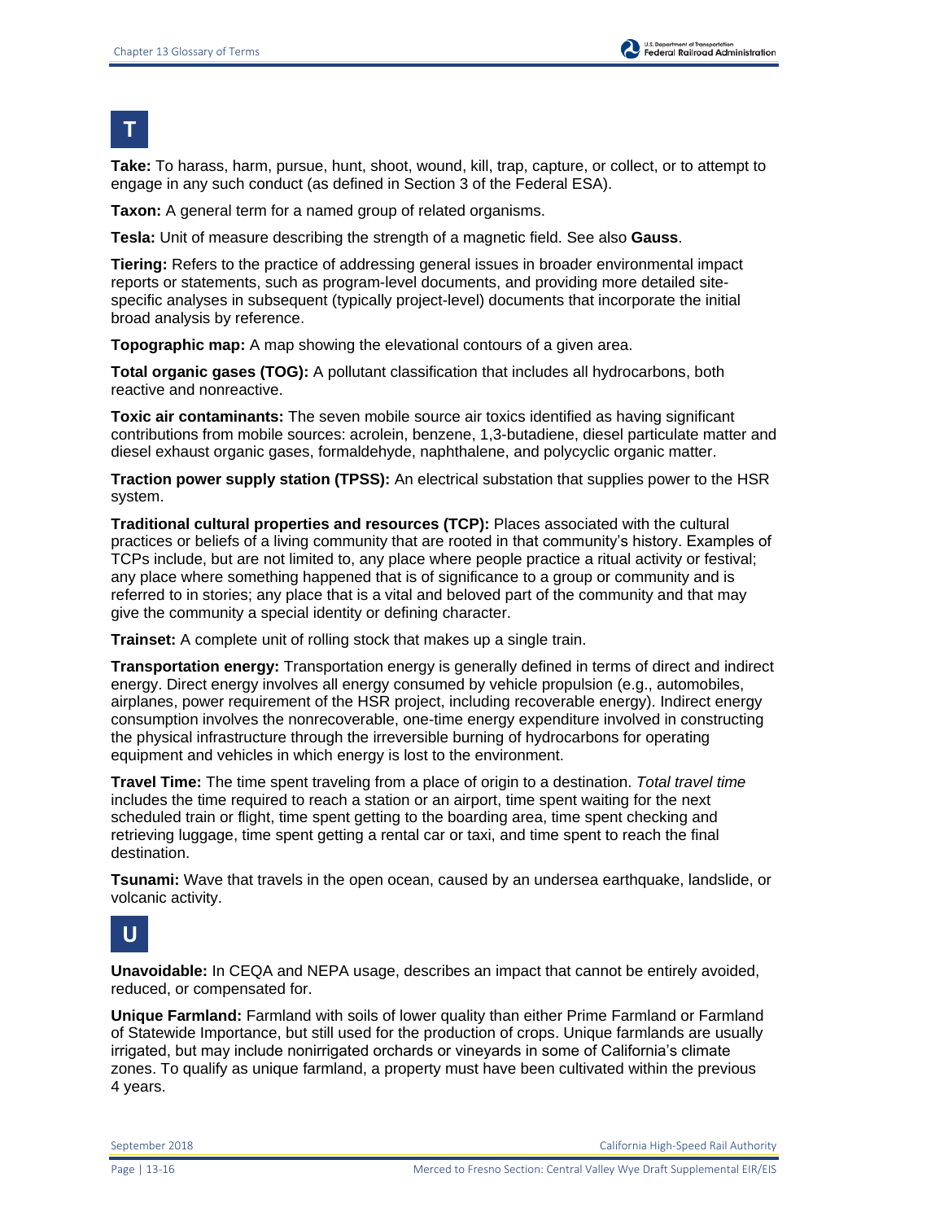## T

**Take:** To harass, harm, pursue, hunt, shoot, wound, kill, trap, capture, or collect, or to attempt to engage in any such conduct (as defined in Section 3 of the Federal ESA).

**Taxon:** A general term for a named group of related organisms.

**Tesla:** Unit of measure describing the strength of a magnetic field. See also **Gauss**.

**Tiering:** Refers to the practice of addressing general issues in broader environmental impact reports or statements, such as program-level documents, and providing more detailed site-specific analyses in subsequent (typically project-level) documents that incorporate the initial broad analysis by reference.

**Topographic map:** A map showing the elevational contours of a given area.

**Total organic gases (TOG):** A pollutant classification that includes all hydrocarbons, both reactive and nonreactive.

**Toxic air contaminants:** The seven mobile source air toxics identified as having significant contributions from mobile sources: acrolein, benzene, 1,3-butadiene, diesel particulate matter and diesel exhaust organic gases, formaldehyde, naphthalene, and polycyclic organic matter.

**Traction power supply station (TPSS):** An electrical substation that supplies power to the HSR system.

**Traditional cultural properties and resources (TCP):** Places associated with the cultural practices or beliefs of a living community that are rooted in that community's history. Examples of TCPs include, but are not limited to, any place where people practice a ritual activity or festival; any place where something happened that is of significance to a group or community and is referred to in stories; any place that is a vital and beloved part of the community and that may give the community a special identity or defining character.

**Trainset:** A complete unit of rolling stock that makes up a single train.

**Transportation energy:** Transportation energy is generally defined in terms of direct and indirect energy. Direct energy involves all energy consumed by vehicle propulsion (e.g., automobiles, airplanes, power requirement of the HSR project, including recoverable energy). Indirect energy consumption involves the nonrecoverable, one-time energy expenditure involved in constructing the physical infrastructure through the irreversible burning of hydrocarbons for operating equipment and vehicles in which energy is lost to the environment.

**Travel Time:** The time spent traveling from a place of origin to a destination. *Total travel time* includes the time required to reach a station or an airport, time spent waiting for the next scheduled train or flight, time spent getting to the boarding area, time spent checking and retrieving luggage, time spent getting a rental car or taxi, and time spent to reach the final destination.

**Tsunami:** Wave that travels in the open ocean, caused by an undersea earthquake, landslide, or volcanic activity.

## U

**Unavoidable:** In CEQA and NEPA usage, describes an impact that cannot be entirely avoided, reduced, or compensated for.

**Unique Farmland:** Farmland with soils of lower quality than either Prime Farmland or Farmland of Statewide Importance, but still used for the production of crops. Unique farmlands are usually irrigated, but may include nonirrigated orchards or vineyards in some of California's climate zones. To qualify as unique farmland, a property must have been cultivated within the previous 4 years.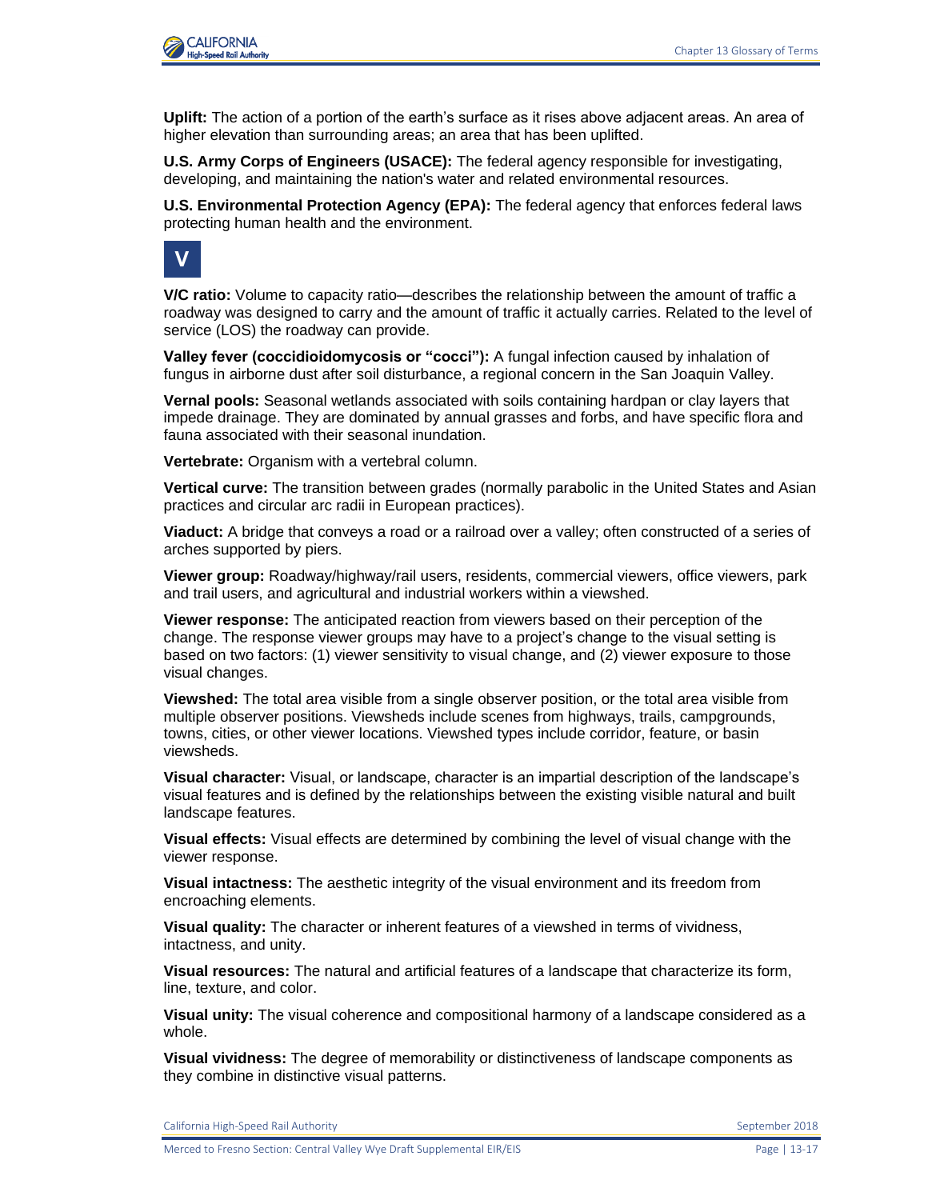**Uplift:** The action of a portion of the earth's surface as it rises above adjacent areas. An area of higher elevation than surrounding areas; an area that has been uplifted.

**U.S. Army Corps of Engineers (USACE):** The federal agency responsible for investigating, developing, and maintaining the nation's water and related environmental resources.

**U.S. Environmental Protection Agency (EPA):** The federal agency that enforces federal laws protecting human health and the environment.

## V

**V/C ratio:** Volume to capacity ratio—describes the relationship between the amount of traffic a roadway was designed to carry and the amount of traffic it actually carries. Related to the level of service (LOS) the roadway can provide.

**Valley fever (coccidioidomycosis or "cocci"):** A fungal infection caused by inhalation of fungus in airborne dust after soil disturbance, a regional concern in the San Joaquin Valley.

**Vernal pools:** Seasonal wetlands associated with soils containing hardpan or clay layers that impede drainage. They are dominated by annual grasses and forbs, and have specific flora and fauna associated with their seasonal inundation.

**Vertebrate:** Organism with a vertebral column.

**Vertical curve:** The transition between grades (normally parabolic in the United States and Asian practices and circular arc radii in European practices).

**Viaduct:** A bridge that conveys a road or a railroad over a valley; often constructed of a series of arches supported by piers.

**Viewer group:** Roadway/highway/rail users, residents, commercial viewers, office viewers, park and trail users, and agricultural and industrial workers within a viewshed.

**Viewer response:** The anticipated reaction from viewers based on their perception of the change. The response viewer groups may have to a project's change to the visual setting is based on two factors: (1) viewer sensitivity to visual change, and (2) viewer exposure to those visual changes.

**Viewshed:** The total area visible from a single observer position, or the total area visible from multiple observer positions. Viewsheds include scenes from highways, trails, campgrounds, towns, cities, or other viewer locations. Viewshed types include corridor, feature, or basin viewsheds.

**Visual character:** Visual, or landscape, character is an impartial description of the landscape's visual features and is defined by the relationships between the existing visible natural and built landscape features.

**Visual effects:** Visual effects are determined by combining the level of visual change with the viewer response.

**Visual intactness:** The aesthetic integrity of the visual environment and its freedom from encroaching elements.

**Visual quality:** The character or inherent features of a viewshed in terms of vividness, intactness, and unity.

**Visual resources:** The natural and artificial features of a landscape that characterize its form, line, texture, and color.

**Visual unity:** The visual coherence and compositional harmony of a landscape considered as a whole.

**Visual vividness:** The degree of memorability or distinctiveness of landscape components as they combine in distinctive visual patterns.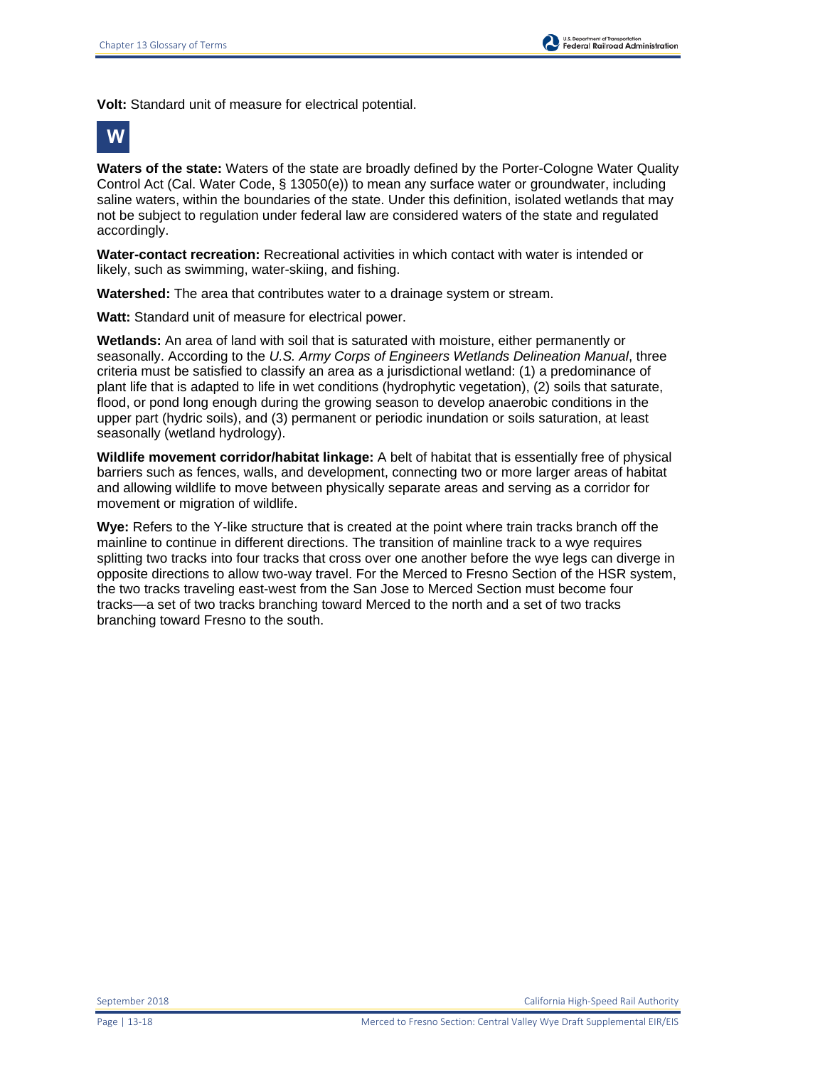**Volt:** Standard unit of measure for electrical potential.

## W

**Waters of the state:** Waters of the state are broadly defined by the Porter-Cologne Water Quality Control Act (Cal. Water Code, § 13050(e)) to mean any surface water or groundwater, including saline waters, within the boundaries of the state. Under this definition, isolated wetlands that may not be subject to regulation under federal law are considered waters of the state and regulated accordingly.

**Water-contact recreation:** Recreational activities in which contact with water is intended or likely, such as swimming, water-skiing, and fishing.

**Watershed:** The area that contributes water to a drainage system or stream.

**Watt:** Standard unit of measure for electrical power.

**Wetlands:** An area of land with soil that is saturated with moisture, either permanently or seasonally. According to the *U.S. Army Corps of Engineers Wetlands Delineation Manual*, three criteria must be satisfied to classify an area as a jurisdictional wetland: (1) a predominance of plant life that is adapted to life in wet conditions (hydrophytic vegetation), (2) soils that saturate, flood, or pond long enough during the growing season to develop anaerobic conditions in the upper part (hydric soils), and (3) permanent or periodic inundation or soils saturation, at least seasonally (wetland hydrology).

**Wildlife movement corridor/habitat linkage:** A belt of habitat that is essentially free of physical barriers such as fences, walls, and development, connecting two or more larger areas of habitat and allowing wildlife to move between physically separate areas and serving as a corridor for movement or migration of wildlife.

**Wye:** Refers to the Y-like structure that is created at the point where train tracks branch off the mainline to continue in different directions. The transition of mainline track to a wye requires splitting two tracks into four tracks that cross over one another before the wye legs can diverge in opposite directions to allow two-way travel. For the Merced to Fresno Section of the HSR system, the two tracks traveling east-west from the San Jose to Merced Section must become four tracks—a set of two tracks branching toward Merced to the north and a set of two tracks branching toward Fresno to the south.